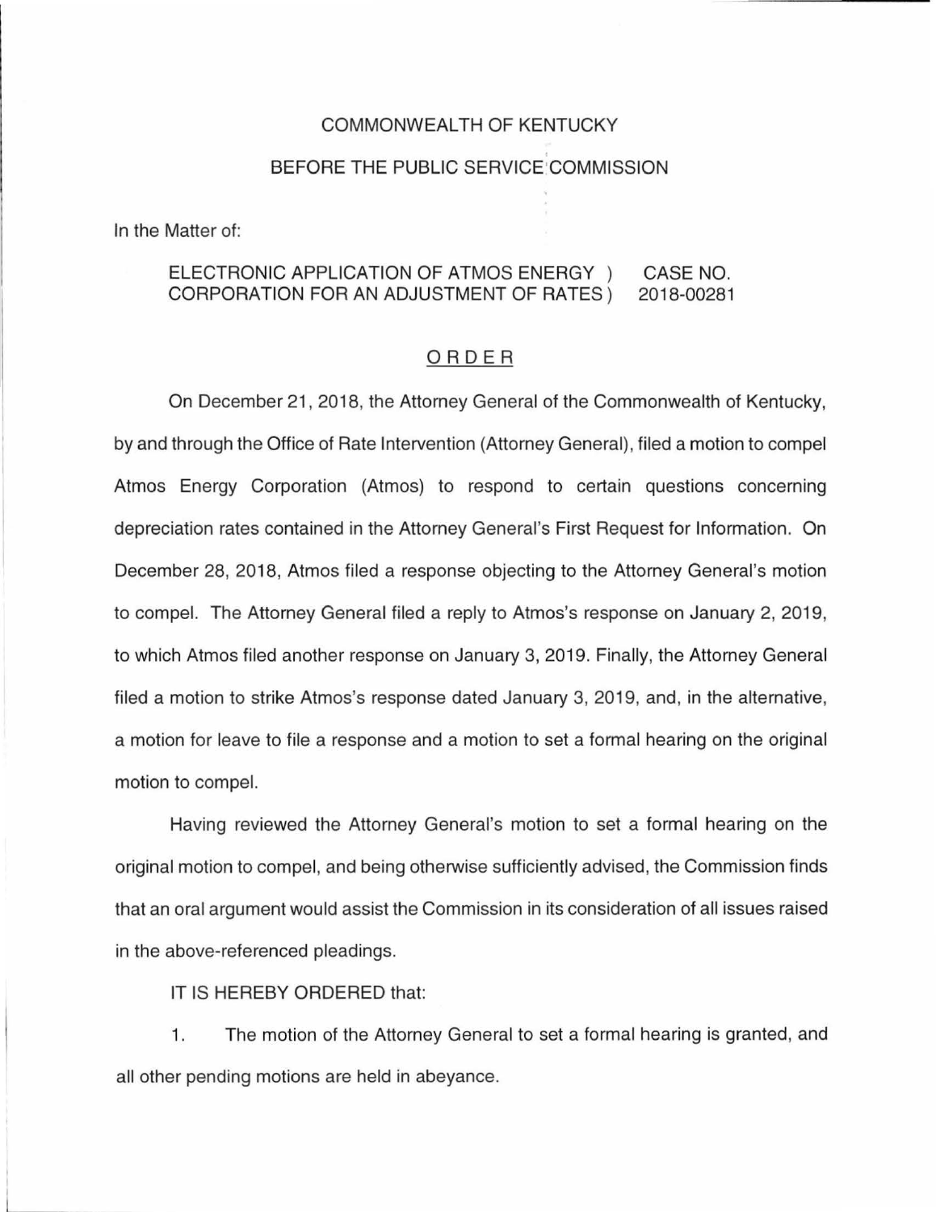COMMONWEALTH OF KENTUCKY

BEFORE THE PUBLIC SERVICE COMMISSION

In the Matter of:

| ELECTRONIC APPLICATION OF ATMOS ENERGY CORPORATION FOR AN ADJUSTMENT OF RATES | ) ) | CASE NO. 2018-00281 |
|---|---|---|

ORDER

On December 21, 2018, the Attorney General of the Commonwealth of Kentucky, by and through the Office of Rate Intervention (Attorney General), filed a motion to compel Atmos Energy Corporation (Atmos) to respond to certain questions concerning depreciation rates contained in the Attorney General's First Request for Information. On December 28, 2018, Atmos filed a response objecting to the Attorney General's motion to compel. The Attorney General filed a reply to Atmos's response on January 2, 2019, to which Atmos filed another response on January 3, 2019. Finally, the Attorney General filed a motion to strike Atmos's response dated January 3, 2019, and, in the alternative, a motion for leave to file a response and a motion to set a formal hearing on the original motion to compel.

Having reviewed the Attorney General's motion to set a formal hearing on the original motion to compel, and being otherwise sufficiently advised, the Commission finds that an oral argument would assist the Commission in its consideration of all issues raised in the above-referenced pleadings.

IT IS HEREBY ORDERED that:

1. The motion of the Attorney General to set a formal hearing is granted, and all other pending motions are held in abeyance.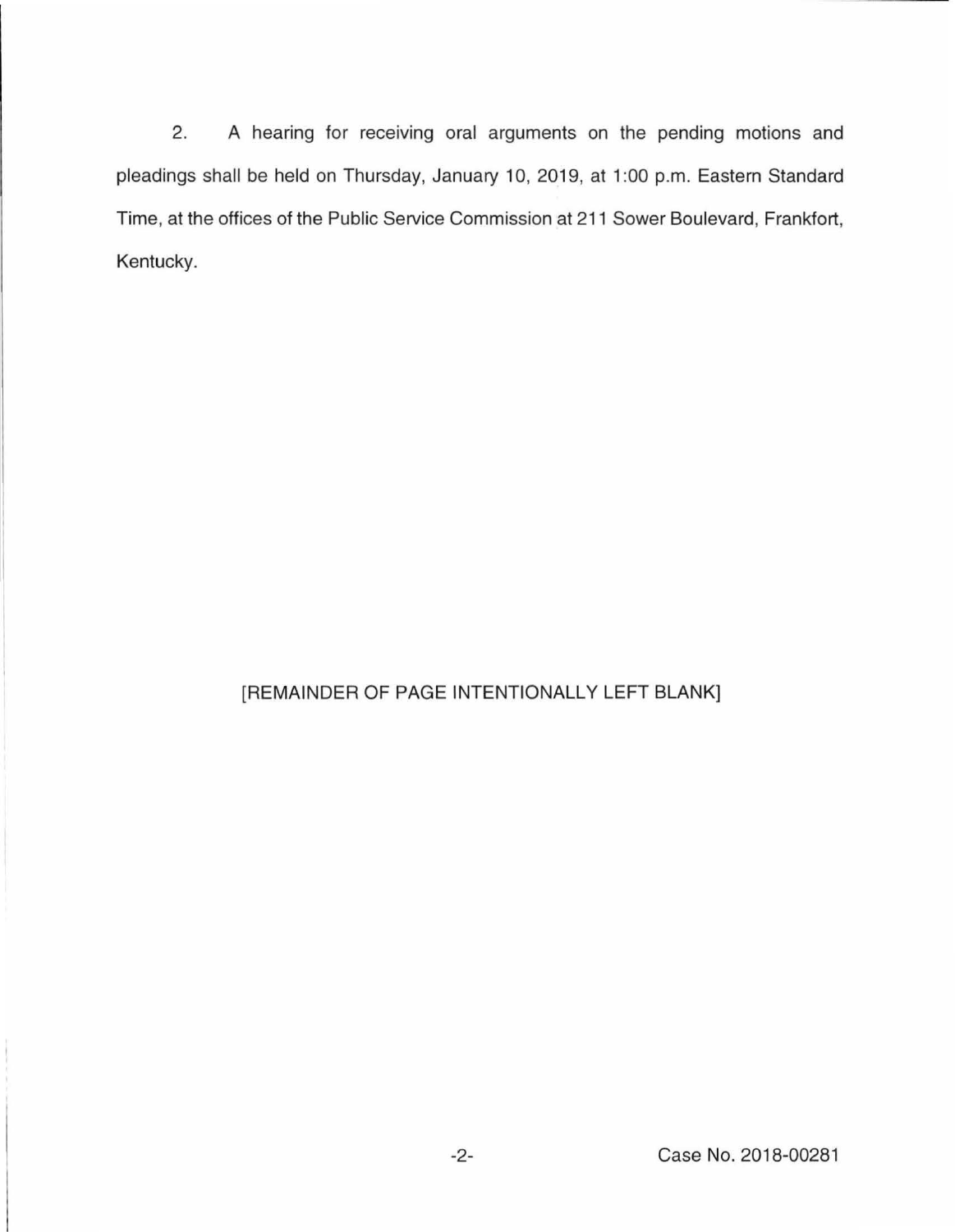2. A hearing for receiving oral arguments on the pending motions and pleadings shall be held on Thursday, January 10, 2019, at 1:00 p.m. Eastern Standard Time, at the offices of the Public Service Commission at 211 Sower Boulevard, Frankfort, Kentucky.

[REMAINDER OF PAGE INTENTIONALLY LEFT BLANK]

Case No. 2018-00281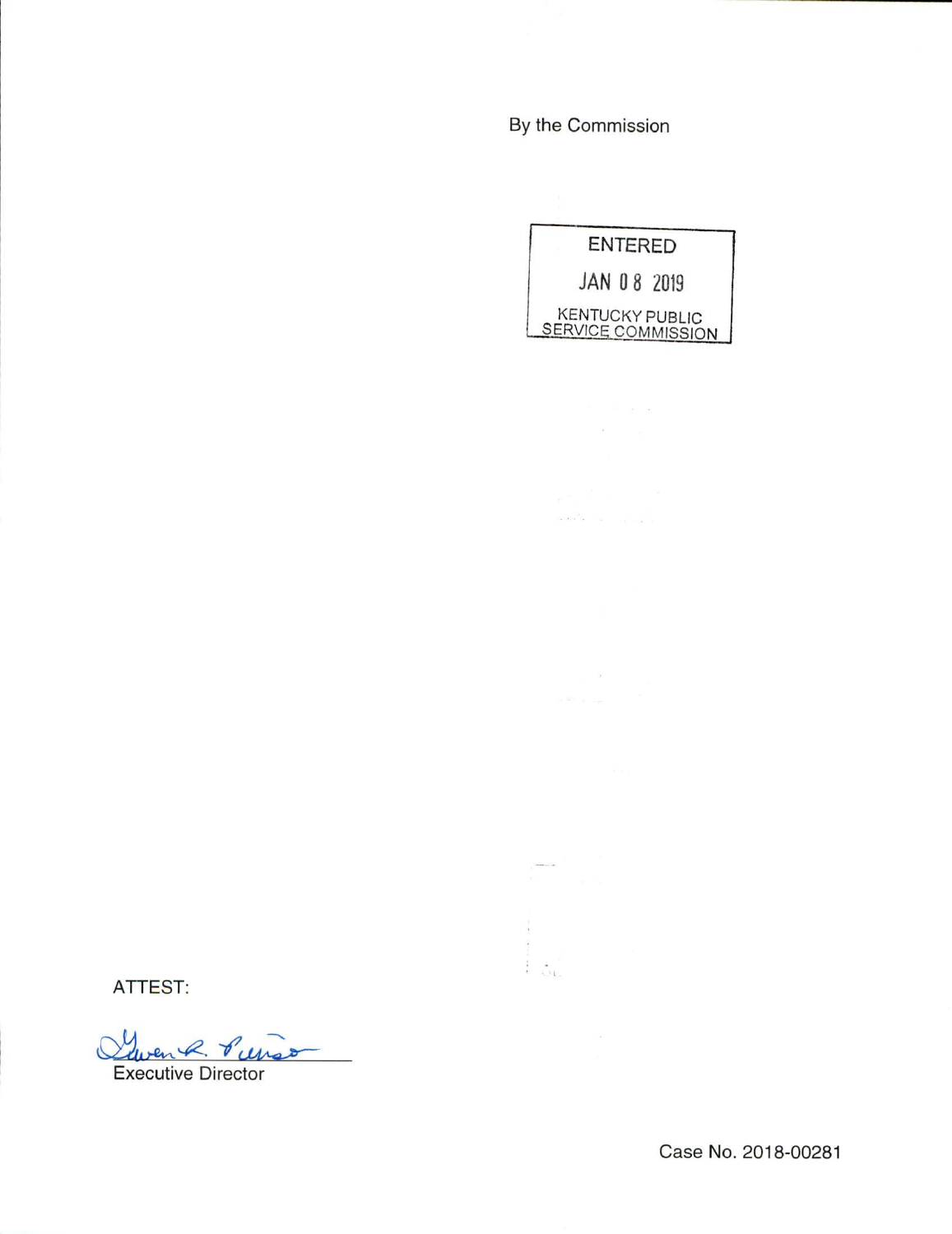By the Commission

ENTERED

JAN 08 2019

KENTUCKY PUBLIC SERVICE COMMISSION

ATTEST:

Gwen R. Pinson

Executive Director

Case No. 2018-00281